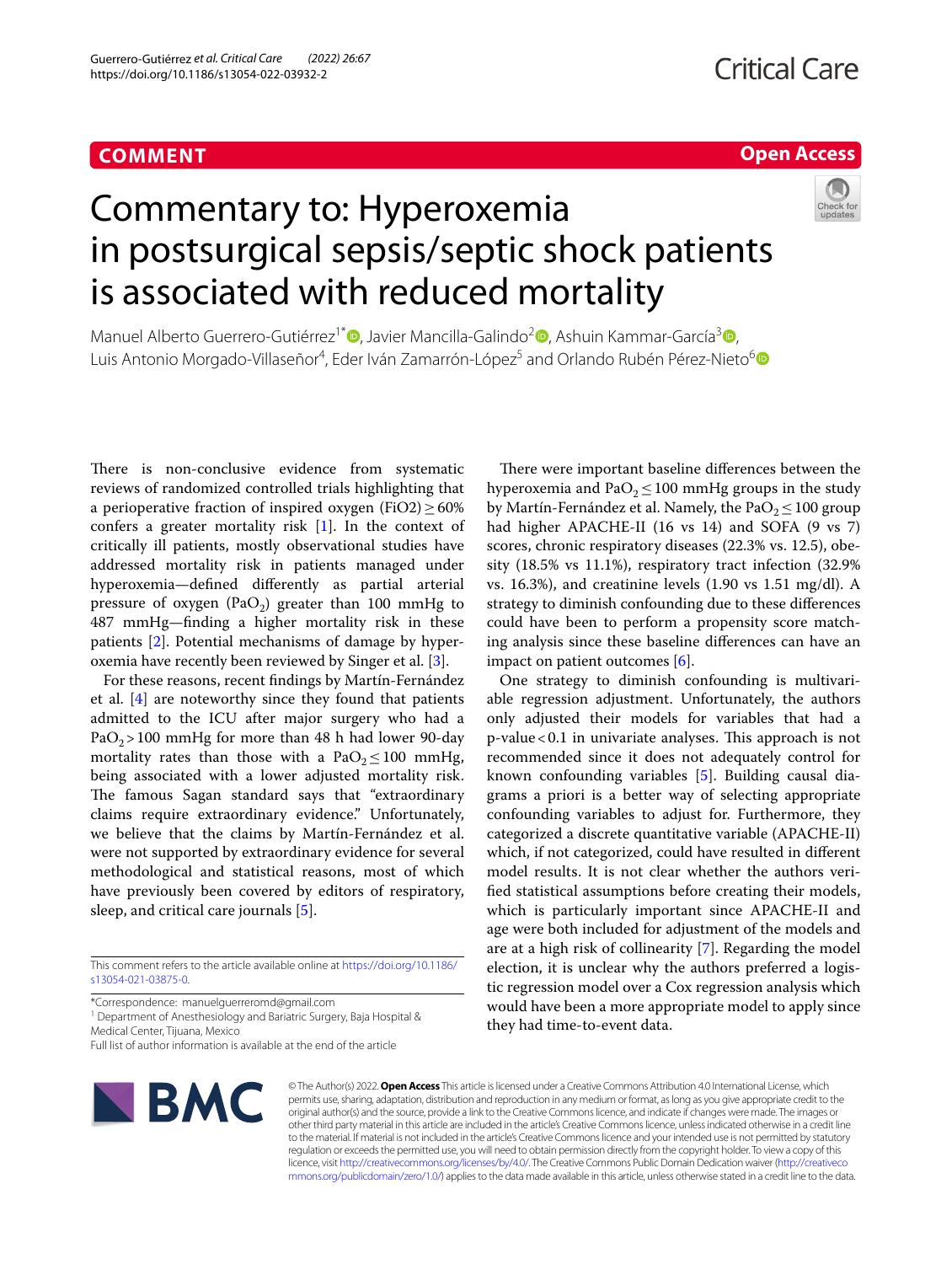COMMENT

Open Access

# Commentary to: Hyperoxemia in postsurgical sepsis/septic shock patients is associated with reduced mortality

Manuel Alberto Guerrero-Gutiérrez[1*], Javier Mancilla-Galindo[2], Ashuin Kammar-García[3], Luis Antonio Morgado-Villaseñor[4], Eder Iván Zamarrón-López[5] and Orlando Rubén Pérez-Nieto[6]

There is non-conclusive evidence from systematic reviews of randomized controlled trials highlighting that a perioperative fraction of inspired oxygen (FiO2) ≥ 60% confers a greater mortality risk [1]. In the context of critically ill patients, mostly observational studies have addressed mortality risk in patients managed under hyperoxemia—defined differently as partial arterial pressure of oxygen ($PaO_2$) greater than 100 mmHg to 487 mmHg—finding a higher mortality risk in these patients [2]. Potential mechanisms of damage by hyperoxemia have recently been reviewed by Singer et al. [3].

For these reasons, recent findings by Martín-Fernández et al. [4] are noteworthy since they found that patients admitted to the ICU after major surgery who had a $PaO_2 > 100$ mmHg for more than 48 h had lower 90-day mortality rates than those with a $PaO_2 \leq 100$ mmHg, being associated with a lower adjusted mortality risk. The famous Sagan standard says that "extraordinary claims require extraordinary evidence." Unfortunately, we believe that the claims by Martín-Fernández et al. were not supported by extraordinary evidence for several methodological and statistical reasons, most of which have previously been covered by editors of respiratory, sleep, and critical care journals [5].

There were important baseline differences between the hyperoxemia and $PaO_2 \leq 100$ mmHg groups in the study by Martín-Fernández et al. Namely, the $PaO_2 \leq 100$ group had higher APACHE-II (16 vs 14) and SOFA (9 vs 7) scores, chronic respiratory diseases (22.3% vs. 12.5), obesity (18.5% vs 11.1%), respiratory tract infection (32.9% vs. 16.3%), and creatinine levels (1.90 vs 1.51 mg/dl). A strategy to diminish confounding due to these differences could have been to perform a propensity score matching analysis since these baseline differences can have an impact on patient outcomes [6].

One strategy to diminish confounding is multivariable regression adjustment. Unfortunately, the authors only adjusted their models for variables that had a p-value < 0.1 in univariate analyses. This approach is not recommended since it does not adequately control for known confounding variables [5]. Building causal diagrams a priori is a better way of selecting appropriate confounding variables to adjust for. Furthermore, they categorized a discrete quantitative variable (APACHE-II) which, if not categorized, could have resulted in different model results. It is not clear whether the authors verified statistical assumptions before creating their models, which is particularly important since APACHE-II and age were both included for adjustment of the models and are at a high risk of collinearity [7]. Regarding the model election, it is unclear why the authors preferred a logistic regression model over a Cox regression analysis which would have been a more appropriate model to apply since they had time-to-event data.

This comment refers to the article available online at https://doi.org/10.1186/s13054-021-03875-0.

*Correspondence: manuelguerreromd@gmail.com

[1] Department of Anesthesiology and Bariatric Surgery, Baja Hospital & Medical Center, Tijuana, Mexico

Full list of author information is available at the end of the article

© The Author(s) 2022. **Open Access** This article is licensed under a Creative Commons Attribution 4.0 International License, which permits use, sharing, adaptation, distribution and reproduction in any medium or format, as long as you give appropriate credit to the original author(s) and the source, provide a link to the Creative Commons licence, and indicate if changes were made. The images or other third party material in this article are included in the article's Creative Commons licence, unless indicated otherwise in a credit line to the material. If material is not included in the article's Creative Commons licence and your intended use is not permitted by statutory regulation or exceeds the permitted use, you will need to obtain permission directly from the copyright holder. To view a copy of this licence, visit http://creativecommons.org/licenses/by/4.0/. The Creative Commons Public Domain Dedication waiver (http://creativecommons.org/publicdomain/zero/1.0/) applies to the data made available in this article, unless otherwise stated in a credit line to the data.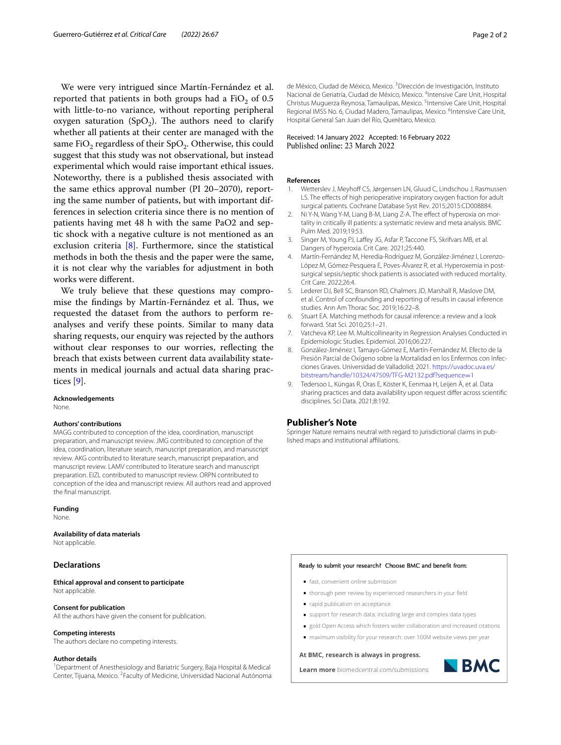We were very intrigued since Martín-Fernández et al. reported that patients in both groups had a $FiO_2$ of 0.5 with little-to-no variance, without reporting peripheral oxygen saturation ($SpO_2$). The authors need to clarify whether all patients at their center are managed with the same $FiO_2$ regardless of their $SpO_2$. Otherwise, this could suggest that this study was not observational, but instead experimental which would raise important ethical issues. Noteworthy, there is a published thesis associated with the same ethics approval number (PI 20–2070), reporting the same number of patients, but with important differences in selection criteria since there is no mention of patients having met 48 h with the same PaO2 and septic shock with a negative culture is not mentioned as an exclusion criteria [8]. Furthermore, since the statistical methods in both the thesis and the paper were the same, it is not clear why the variables for adjustment in both works were different.

We truly believe that these questions may compromise the findings by Martín-Fernández et al. Thus, we requested the dataset from the authors to perform re-analyses and verify these points. Similar to many data sharing requests, our enquiry was rejected by the authors without clear responses to our worries, reflecting the breach that exists between current data availability statements in medical journals and actual data sharing practices [9].

**Acknowledgements**
None.

**Authors' contributions**
MAGG contributed to conception of the idea, coordination, manuscript preparation, and manuscript review. JMG contributed to conception of the idea, coordination, literature search, manuscript preparation, and manuscript review. AKG contributed to literature search, manuscript preparation, and manuscript review. LAMV contributed to literature search and manuscript preparation. EIZL contributed to manuscript review. ORPN contributed to conception of the idea and manuscript review. All authors read and approved the final manuscript.

**Funding**
None.

**Availability of data materials**
Not applicable.

## Declarations

**Ethical approval and consent to participate**
Not applicable.

**Consent for publication**
All the authors have given the consent for publication.

**Competing interests**
The authors declare no competing interests.

**Author details**
[1]Department of Anesthesiology and Bariatric Surgery, Baja Hospital & Medical Center, Tijuana, Mexico. [2]Faculty of Medicine, Universidad Nacional Autónoma de México, Ciudad de México, Mexico. [3]Dirección de Investigación, Instituto Nacional de Geriatría, Ciudad de México, Mexico. [4]Intensive Care Unit, Hospital Christus Muguerza Reynosa, Tamaulipas, Mexico. [5]Intensive Care Unit, Hospital Regional IMSS No. 6, Ciudad Madero, Tamaulipas, Mexico. [6]Intensive Care Unit, Hospital General San Juan del Río, Querétaro, Mexico.

Received: 14 January 2022 Accepted: 16 February 2022
Published online: 23 March 2022

**References**

1. Wetterslev J, Meyhoff CS, Jørgensen LN, Gluud C, Lindschou J, Rasmussen LS. The effects of high perioperative inspiratory oxygen fraction for adult surgical patients. Cochrane Database Syst Rev. 2015;2015:CD008884.
2. Ni Y-N, Wang Y-M, Liang B-M, Liang Z-A. The effect of hyperoxia on mortality in critically ill patients: a systematic review and meta analysis. BMC Pulm Med. 2019;19:53.
3. Singer M, Young PJ, Laffey JG, Asfar P, Taccone FS, Skrifvars MB, et al. Dangers of hyperoxia. Crit Care. 2021;25:440.
4. Martín-Fernández M, Heredia-Rodríguez M, González-Jiménez I, Lorenzo-López M, Gómez-Pesquera E, Poves-Álvarez R, et al. Hyperoxemia in post-surgical sepsis/septic shock patients is associated with reduced mortality. Crit Care. 2022;26:4.
5. Lederer DJ, Bell SC, Branson RD, Chalmers JD, Marshall R, Maslove DM, et al. Control of confounding and reporting of results in causal inference studies. Ann Am Thorac Soc. 2019;16:22–8.
6. Stuart EA. Matching methods for causal inference: a review and a look forward. Stat Sci. 2010;25:1–21.
7. Vatcheva KP, Lee M. Multicollinearity in Regression Analyses Conducted in Epidemiologic Studies. Epidemiol. 2016;06:227.
8. González-Jiménez I, Tamayo-Gómez E, Martín-Fernández M. Efecto de la Presión Parcial de Oxígeno sobre la Mortalidad en los Enfermos con Infecciones Graves. Universidad de Valladolid; 2021. https://uvadoc.uva.es/bitstream/handle/10324/47509/TFG-M2132.pdf?sequence=1
9. Tedersoo L, Küngas R, Oras E, Köster K, Eenmaa H, Leijen Ä, et al. Data sharing practices and data availability upon request differ across scientific disciplines. Sci Data. 2021;8:192.

## Publisher's Note

Springer Nature remains neutral with regard to jurisdictional claims in published maps and institutional affiliations.

Ready to submit your research? Choose BMC and benefit from:

- fast, convenient online submission
- thorough peer review by experienced researchers in your field
- rapid publication on acceptance
- support for research data, including large and complex data types
- gold Open Access which fosters wider collaboration and increased citations
- maximum visibility for your research: over 100M website views per year

**At BMC, research is always in progress.**

**Learn more** biomedcentral.com/submissions